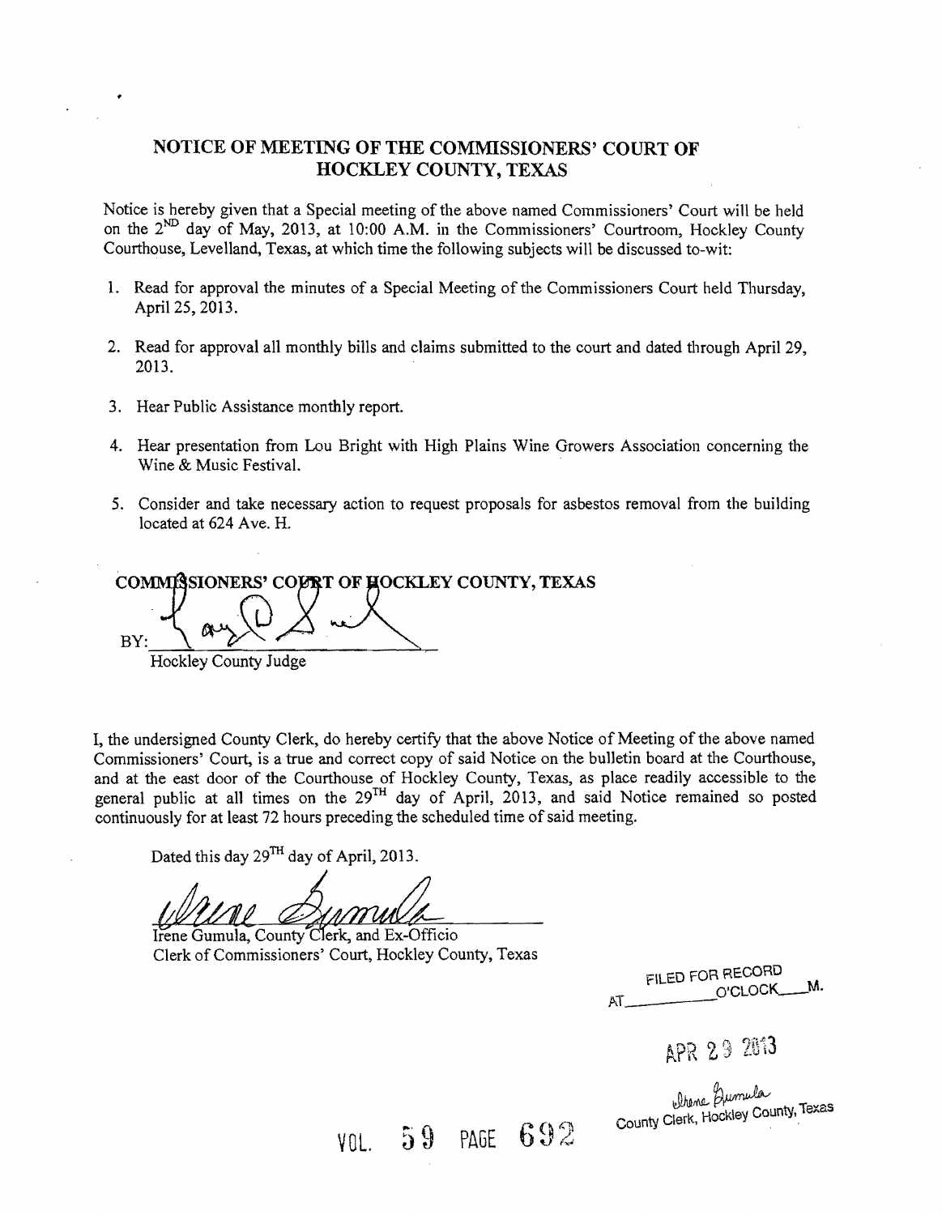# NOTICE OF MEETING OF THE COMMISSIONERS' COURT OF HOCKLEY COUNTY, TEXAS

Notice is hereby given that a Special meeting of the above named Commissioners' Court will be held on the 2ND day of May, 2013, at 10:00 A.M. in the Commissioners' Courtroom, Hockley County Courthouse, Levelland, Texas, at which time the following subjects will be discussed to-wit:

1. Read for approval the minutes of a Special Meeting of the Commissioners Court held Thursday, April 25, 2013.
2. Read for approval all monthly bills and claims submitted to the court and dated through April 29, 2013.
3. Hear Public Assistance monthly report.
4. Hear presentation from Lou Bright with High Plains Wine Growers Association concerning the Wine & Music Festival.
5. Consider and take necessary action to request proposals for asbestos removal from the building located at 624 Ave. H.

**COMMISSIONERS' COURT OF HOCKLEY COUNTY, TEXAS**

BY: ______________________

Hockley County Judge

I, the undersigned County Clerk, do hereby certify that the above Notice of Meeting of the above named Commissioners' Court, is a true and correct copy of said Notice on the bulletin board at the Courthouse, and at the east door of the Courthouse of Hockley County, Texas, as place readily accessible to the general public at all times on the 29TH day of April, 2013, and said Notice remained so posted continuously for at least 72 hours preceding the scheduled time of said meeting.

Dated this day 29TH day of April, 2013.

Irene Gumula, County Clerk, and Ex-Officio
Clerk of Commissioners' Court, Hockley County, Texas

FILED FOR RECORD
AT ________ O'CLOCK ____M.

APR 29 2013

Irene Gumula
County Clerk, Hockley County, Texas

VOL. 59 PAGE 692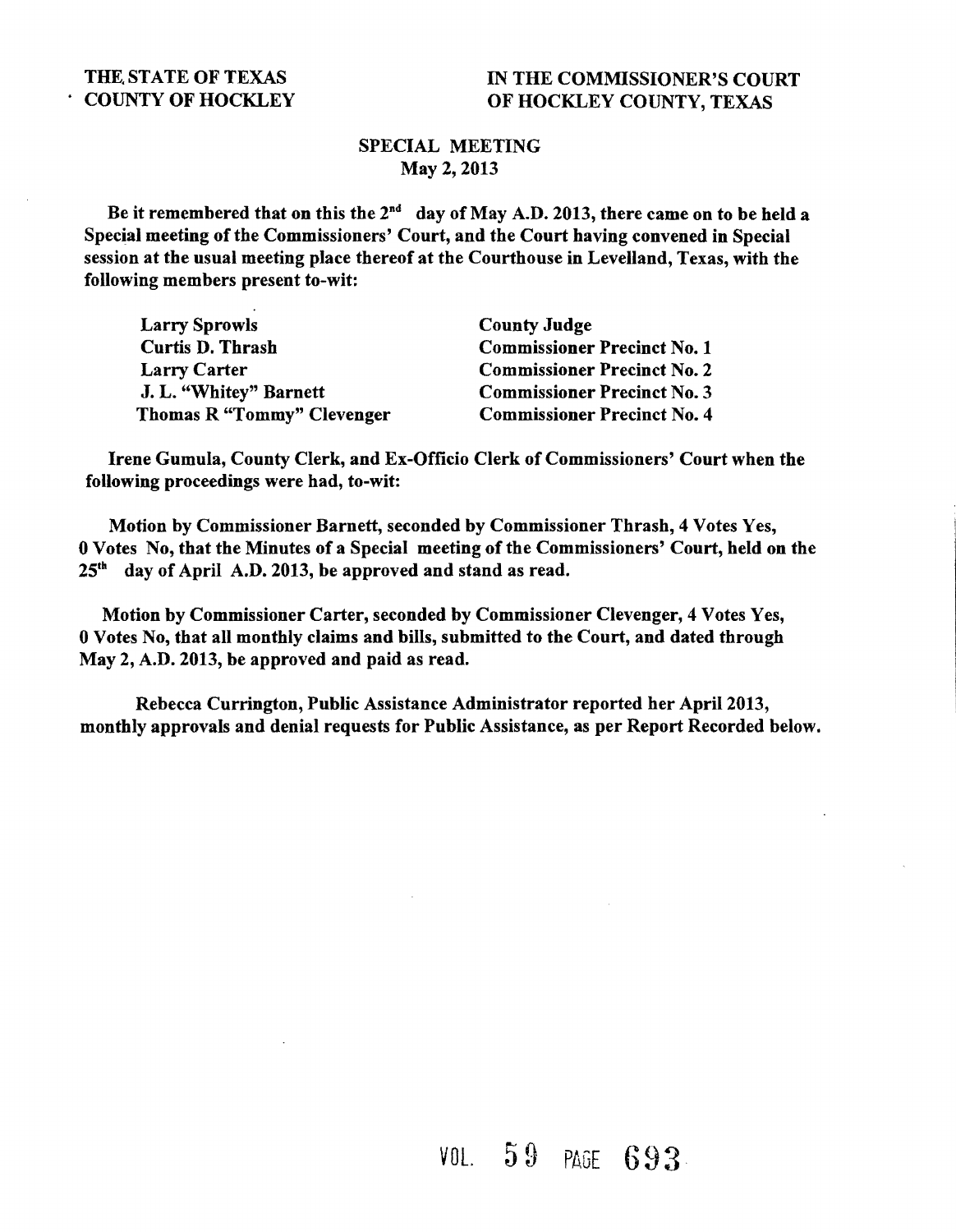**THE STATE OF TEXAS**
**COUNTY OF HOCKLEY**

**IN THE COMMISSIONER'S COURT**
**OF HOCKLEY COUNTY, TEXAS**

## SPECIAL MEETING
## May 2, 2013

**Be it remembered that on this the 2nd day of May A.D. 2013, there came on to be held a Special meeting of the Commissioners' Court, and the Court having convened in Special session at the usual meeting place thereof at the Courthouse in Levelland, Texas, with the following members present to-wit:**

| | |
|---|---|
| **Larry Sprowls** | **County Judge** |
| **Curtis D. Thrash** | **Commissioner Precinct No. 1** |
| **Larry Carter** | **Commissioner Precinct No. 2** |
| **J. L. "Whitey" Barnett** | **Commissioner Precinct No. 3** |
| **Thomas R "Tommy" Clevenger** | **Commissioner Precinct No. 4** |

**Irene Gumula, County Clerk, and Ex-Officio Clerk of Commissioners' Court when the following proceedings were had, to-wit:**

**Motion by Commissioner Barnett, seconded by Commissioner Thrash, 4 Votes Yes, 0 Votes No, that the Minutes of a Special meeting of the Commissioners' Court, held on the 25th day of April A.D. 2013, be approved and stand as read.**

**Motion by Commissioner Carter, seconded by Commissioner Clevenger, 4 Votes Yes, 0 Votes No, that all monthly claims and bills, submitted to the Court, and dated through May 2, A.D. 2013, be approved and paid as read.**

**Rebecca Currington, Public Assistance Administrator reported her April 2013, monthly approvals and denial requests for Public Assistance, as per Report Recorded below.**

VOL. 59 PAGE 693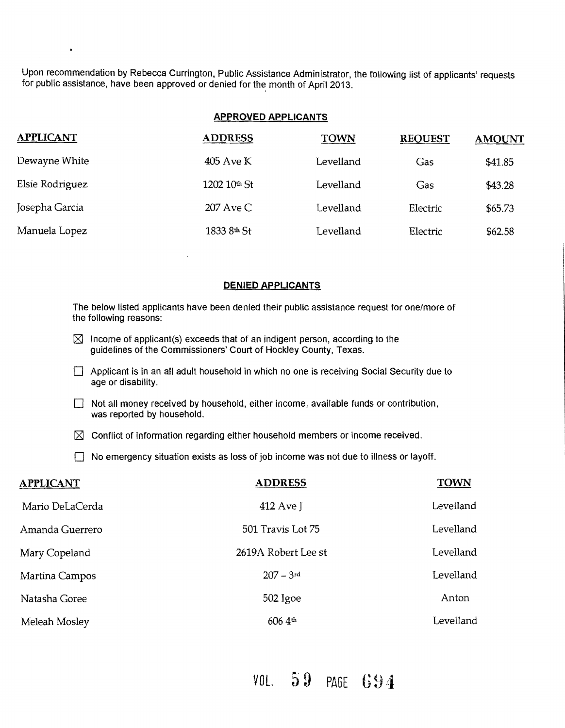Upon recommendation by Rebecca Currington, Public Assistance Administrator, the following list of applicants' requests for public assistance, have been approved or denied for the month of April 2013.

## APPROVED APPLICANTS

| APPLICANT | ADDRESS | TOWN | REQUEST | AMOUNT |
|---|---|---|---|---|
| Dewayne White | 405 Ave K | Levelland | Gas | $41.85 |
| Elsie Rodriguez | 1202 10th St | Levelland | Gas | $43.28 |
| Josepha Garcia | 207 Ave C | Levelland | Electric | $65.73 |
| Manuela Lopez | 1833 8th St | Levelland | Electric | $62.58 |

## DENIED APPLICANTS

The below listed applicants have been denied their public assistance request for one/more of the following reasons:

- ☒ Income of applicant(s) exceeds that of an indigent person, according to the guidelines of the Commissioners' Court of Hockley County, Texas.
- ☐ Applicant is in an all adult household in which no one is receiving Social Security due to age or disability.
- ☐ Not all money received by household, either income, available funds or contribution, was reported by household.
- ☒ Conflict of information regarding either household members or income received.
- ☐ No emergency situation exists as loss of job income was not due to illness or layoff.

| APPLICANT | ADDRESS | TOWN |
|---|---|---|
| Mario DeLaCerda | 412 Ave J | Levelland |
| Amanda Guerrero | 501 Travis Lot 75 | Levelland |
| Mary Copeland | 2619A Robert Lee st | Levelland |
| Martina Campos | 207 – 3rd | Levelland |
| Natasha Goree | 502 Igoe | Anton |
| Meleah Mosley | 606 4th | Levelland |

VOL. 59 PAGE 694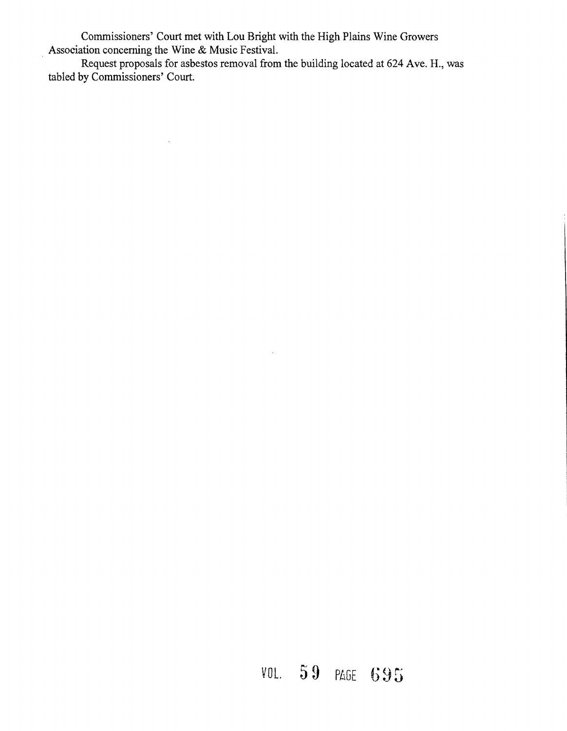Commissioners' Court met with Lou Bright with the High Plains Wine Growers Association concerning the Wine & Music Festival.

Request proposals for asbestos removal from the building located at 624 Ave. H., was tabled by Commissioners' Court.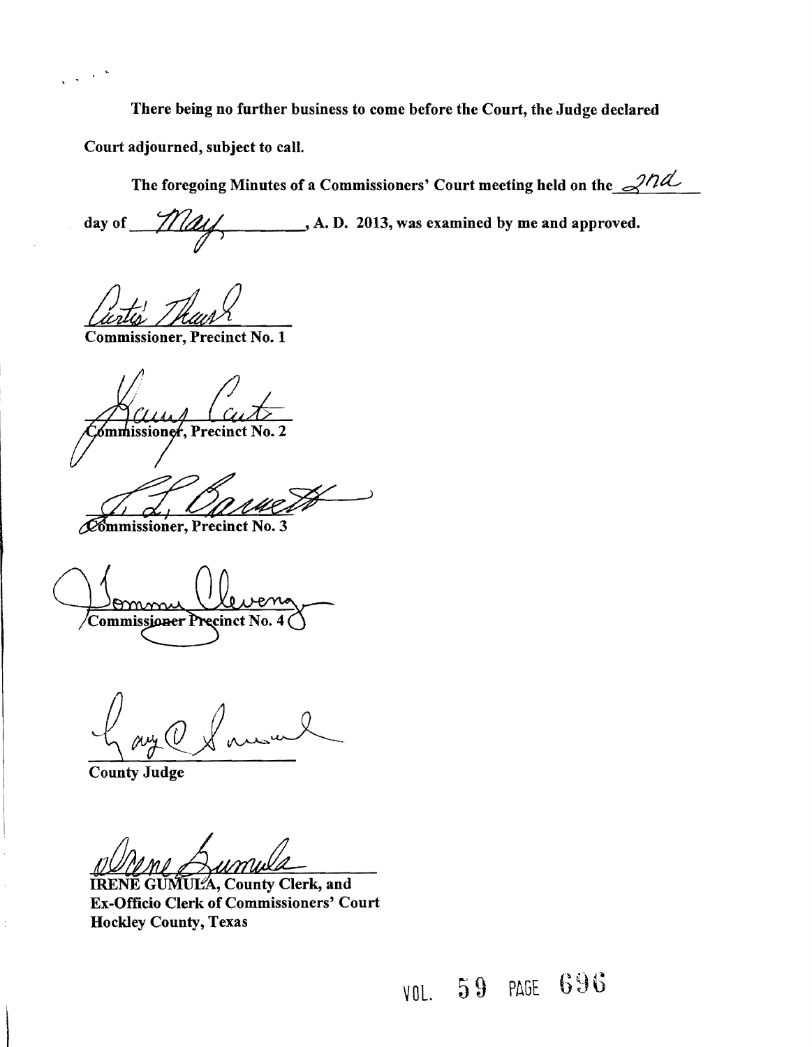There being no further business to come before the Court, the Judge declared Court adjourned, subject to call.

The foregoing Minutes of a Commissioners' Court meeting held on the 2nd day of May, A. D. 2013, was examined by me and approved.

Curtis Thrash
Commissioner, Precinct No. 1

Larry Carter
Commissioner, Precinct No. 2

J. L. Barnett
Commissioner, Precinct No. 3

Tommy Clevenger
Commissioner Precinct No. 4

Larry D. Sprowls
County Judge

Irene Gumula
IRENE GUMULA, County Clerk, and
Ex-Officio Clerk of Commissioners' Court
Hockley County, Texas

VOL. 59 PAGE 696